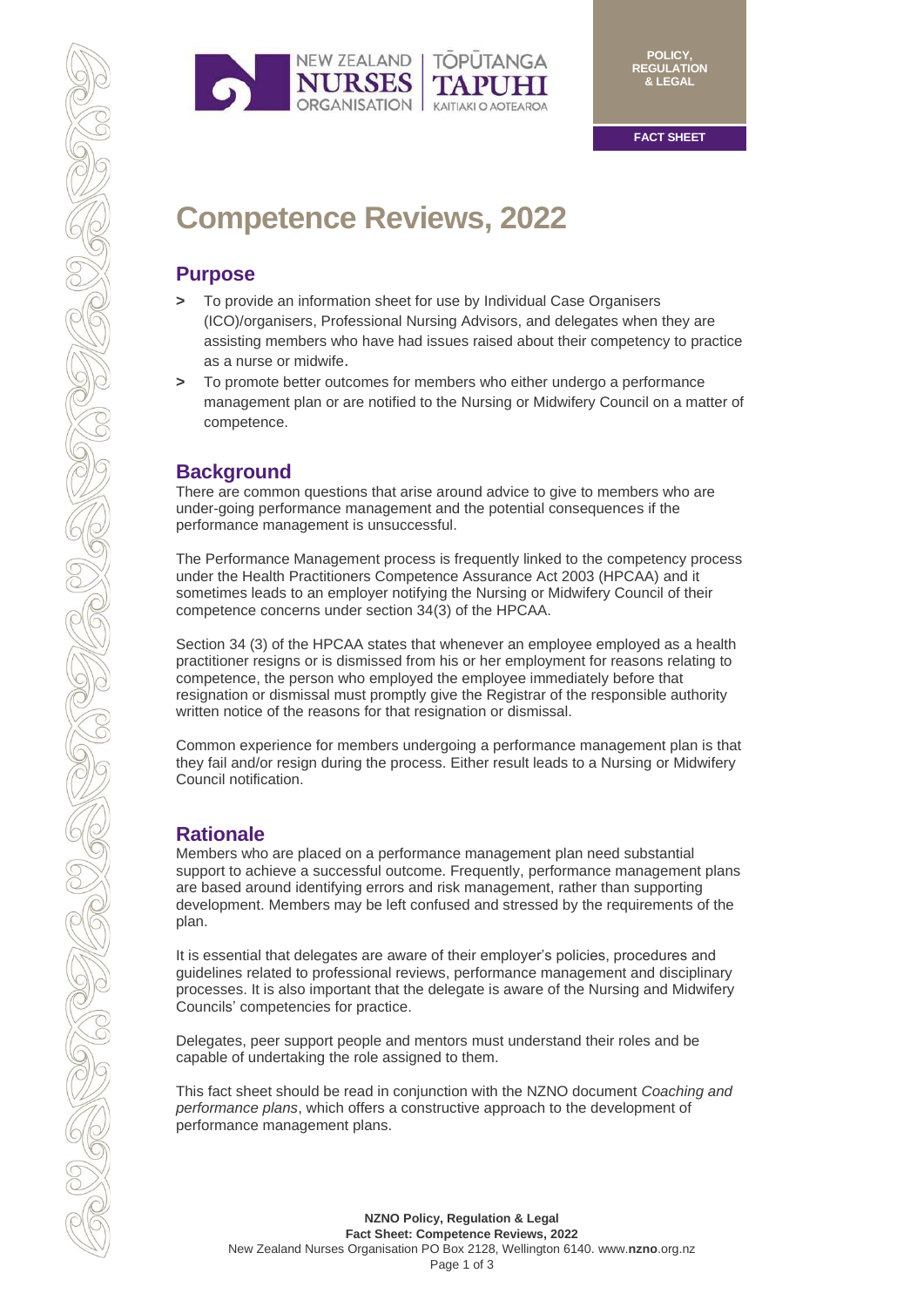POLICY, REGULATION & LEGAL

FACT SHEET

# Competence Reviews, 2022

## Purpose

- To provide an information sheet for use by Individual Case Organisers (ICO)/organisers, Professional Nursing Advisors, and delegates when they are assisting members who have had issues raised about their competency to practice as a nurse or midwife.
- To promote better outcomes for members who either undergo a performance management plan or are notified to the Nursing or Midwifery Council on a matter of competence.

## Background

There are common questions that arise around advice to give to members who are under-going performance management and the potential consequences if the performance management is unsuccessful.

The Performance Management process is frequently linked to the competency process under the Health Practitioners Competence Assurance Act 2003 (HPCAA) and it sometimes leads to an employer notifying the Nursing or Midwifery Council of their competence concerns under section 34(3) of the HPCAA.

Section 34 (3) of the HPCAA states that whenever an employee employed as a health practitioner resigns or is dismissed from his or her employment for reasons relating to competence, the person who employed the employee immediately before that resignation or dismissal must promptly give the Registrar of the responsible authority written notice of the reasons for that resignation or dismissal.

Common experience for members undergoing a performance management plan is that they fail and/or resign during the process. Either result leads to a Nursing or Midwifery Council notification.

## Rationale

Members who are placed on a performance management plan need substantial support to achieve a successful outcome. Frequently, performance management plans are based around identifying errors and risk management, rather than supporting development. Members may be left confused and stressed by the requirements of the plan.

It is essential that delegates are aware of their employer's policies, procedures and guidelines related to professional reviews, performance management and disciplinary processes. It is also important that the delegate is aware of the Nursing and Midwifery Councils' competencies for practice.

Delegates, peer support people and mentors must understand their roles and be capable of undertaking the role assigned to them.

This fact sheet should be read in conjunction with the NZNO document *Coaching and performance plans*, which offers a constructive approach to the development of performance management plans.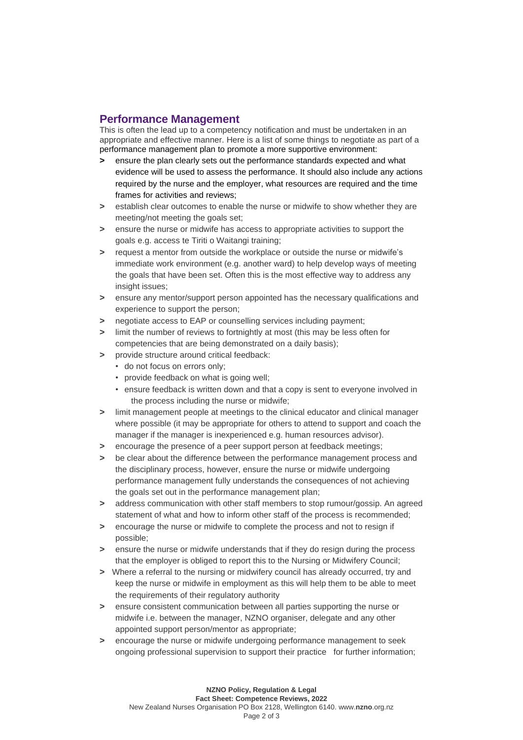## Performance Management

This is often the lead up to a competency notification and must be undertaken in an appropriate and effective manner. Here is a list of some things to negotiate as part of a performance management plan to promote a more supportive environment:

- ensure the plan clearly sets out the performance standards expected and what evidence will be used to assess the performance. It should also include any actions required by the nurse and the employer, what resources are required and the time frames for activities and reviews;
- establish clear outcomes to enable the nurse or midwife to show whether they are meeting/not meeting the goals set;
- ensure the nurse or midwife has access to appropriate activities to support the goals e.g. access te Tiriti o Waitangi training;
- request a mentor from outside the workplace or outside the nurse or midwife's immediate work environment (e.g. another ward) to help develop ways of meeting the goals that have been set. Often this is the most effective way to address any insight issues;
- ensure any mentor/support person appointed has the necessary qualifications and experience to support the person;
- negotiate access to EAP or counselling services including payment;
- limit the number of reviews to fortnightly at most (this may be less often for competencies that are being demonstrated on a daily basis);
- provide structure around critical feedback:
  - do not focus on errors only;
  - provide feedback on what is going well;
  - ensure feedback is written down and that a copy is sent to everyone involved in the process including the nurse or midwife;
- limit management people at meetings to the clinical educator and clinical manager where possible (it may be appropriate for others to attend to support and coach the manager if the manager is inexperienced e.g. human resources advisor).
- encourage the presence of a peer support person at feedback meetings;
- be clear about the difference between the performance management process and the disciplinary process, however, ensure the nurse or midwife undergoing performance management fully understands the consequences of not achieving the goals set out in the performance management plan;
- address communication with other staff members to stop rumour/gossip. An agreed statement of what and how to inform other staff of the process is recommended;
- encourage the nurse or midwife to complete the process and not to resign if possible;
- ensure the nurse or midwife understands that if they do resign during the process that the employer is obliged to report this to the Nursing or Midwifery Council;
- Where a referral to the nursing or midwifery council has already occurred, try and keep the nurse or midwife in employment as this will help them to be able to meet the requirements of their regulatory authority
- ensure consistent communication between all parties supporting the nurse or midwife i.e. between the manager, NZNO organiser, delegate and any other appointed support person/mentor as appropriate;
- encourage the nurse or midwife undergoing performance management to seek ongoing professional supervision to support their practice for further information;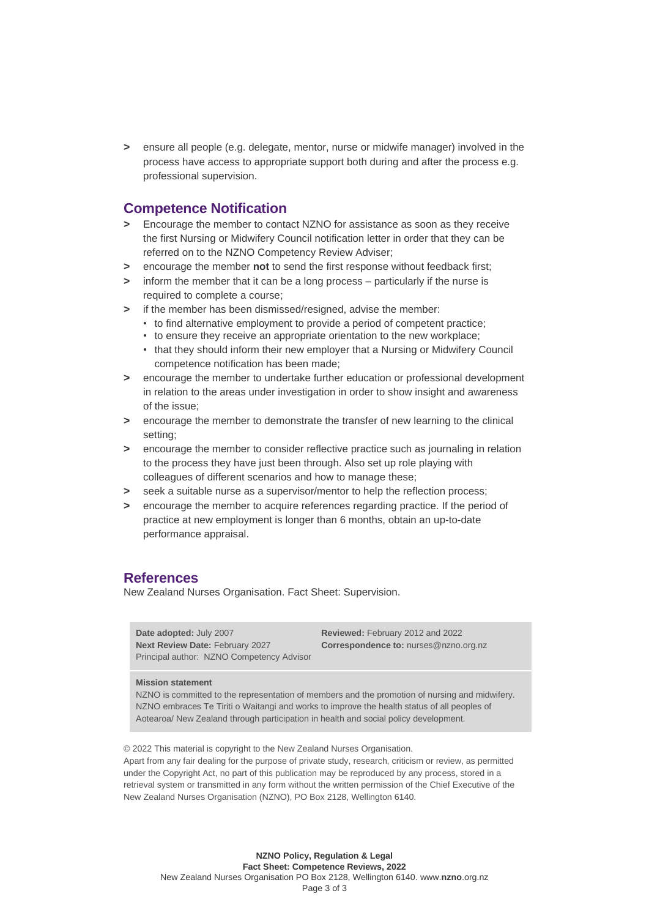- ensure all people (e.g. delegate, mentor, nurse or midwife manager) involved in the process have access to appropriate support both during and after the process e.g. professional supervision.

## Competence Notification

- Encourage the member to contact NZNO for assistance as soon as they receive the first Nursing or Midwifery Council notification letter in order that they can be referred on to the NZNO Competency Review Adviser;
- encourage the member **not** to send the first response without feedback first;
- inform the member that it can be a long process – particularly if the nurse is required to complete a course;
- if the member has been dismissed/resigned, advise the member:
  - to find alternative employment to provide a period of competent practice;
  - to ensure they receive an appropriate orientation to the new workplace;
  - that they should inform their new employer that a Nursing or Midwifery Council competence notification has been made;
- encourage the member to undertake further education or professional development in relation to the areas under investigation in order to show insight and awareness of the issue;
- encourage the member to demonstrate the transfer of new learning to the clinical setting;
- encourage the member to consider reflective practice such as journaling in relation to the process they have just been through. Also set up role playing with colleagues of different scenarios and how to manage these;
- seek a suitable nurse as a supervisor/mentor to help the reflection process;
- encourage the member to acquire references regarding practice. If the period of practice at new employment is longer than 6 months, obtain an up-to-date performance appraisal.

## References

New Zealand Nurses Organisation. Fact Sheet: Supervision.

**Date adopted:** July 2007
**Reviewed:** February 2012 and 2022
**Next Review Date:** February 2027
**Correspondence to:** nurses@nzno.org.nz
Principal author: NZNO Competency Advisor

**Mission statement**

NZNO is committed to the representation of members and the promotion of nursing and midwifery. NZNO embraces Te Tiriti o Waitangi and works to improve the health status of all peoples of Aotearoa/ New Zealand through participation in health and social policy development.

© 2022 This material is copyright to the New Zealand Nurses Organisation.
Apart from any fair dealing for the purpose of private study, research, criticism or review, as permitted under the Copyright Act, no part of this publication may be reproduced by any process, stored in a retrieval system or transmitted in any form without the written permission of the Chief Executive of the New Zealand Nurses Organisation (NZNO), PO Box 2128, Wellington 6140.